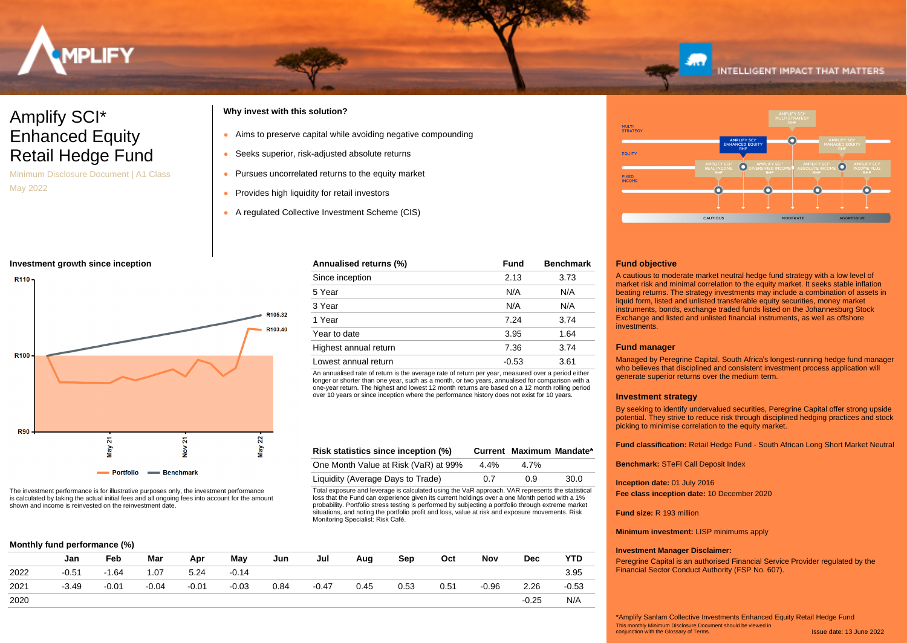# Amplify SCI* Enhanced Equity Retail Hedge Fund

Minimum Disclosure Document | A1 Class

May 2022

**Why invest with this solution?**

- Aims to preserve capital while avoiding negative compounding
- Seeks superior, risk-adjusted absolute returns
- Pursues uncorrelated returns to the equity market
- Provides high liquidity for retail investors
- A regulated Collective Investment Scheme (CIS)

### Investment growth since inception

The investment performance is for illustrative purposes only, the investment performance is calculated by taking the actual initial fees and all ongoing fees into account for the amount shown and income is reinvested on the reinvestment date.

| Annualised returns (%) | Fund | Benchmark |
|---|---|---|
| Since inception | 2.13 | 3.73 |
| 5 Year | N/A | N/A |
| 3 Year | N/A | N/A |
| 1 Year | 7.24 | 3.74 |
| Year to date | 3.95 | 1.64 |
| Highest annual return | 7.36 | 3.74 |
| Lowest annual return | -0.53 | 3.61 |

An annualised rate of return is the average rate of return per year, measured over a period either longer or shorter than one year, such as a month, or two years, annualised for comparison with a one-year return. The highest and lowest 12 month returns are based on a 12 month rolling period over 10 years or since inception where the performance history does not exist for 10 years.

| Risk statistics since inception (%) | Current | Maximum | Mandate* |
|---|---|---|---|
| One Month Value at Risk (VaR) at 99% | 4.4% | 4.7% | |
| Liquidity (Average Days to Trade) | 0.7 | 0.9 | 30.0 |

Total exposure and leverage is calculated using the VaR approach. VAR represents the statistical loss that the Fund can experience given its current holdings over a one Month period with a 1% probability. Portfolio stress testing is performed by subjecting a portfolio through extreme market situations, and noting the portfolio profit and loss, value at risk and exposure movements. Risk Monitoring Specialist: Risk Café.

### Monthly fund performance (%)

| | Jan | Feb | Mar | Apr | May | Jun | Jul | Aug | Sep | Oct | Nov | Dec | YTD |
|---|---|---|---|---|---|---|---|---|---|---|---|---|---|
| 2022 | -0.51 | -1.64 | 1.07 | 5.24 | -0.14 | | | | | | | | 3.95 |
| 2021 | -3.49 | -0.01 | -0.04 | -0.01 | -0.03 | 0.84 | -0.47 | 0.45 | 0.53 | 0.51 | -0.96 | 2.26 | -0.53 |
| 2020 | | | | | | | | | | | | -0.25 | N/A |

### Fund objective

A cautious to moderate market neutral hedge fund strategy with a low level of market risk and minimal correlation to the equity market. It seeks stable inflation beating returns. The strategy investments may include a combination of assets in liquid form, listed and unlisted transferable equity securities, money market instruments, bonds, exchange traded funds listed on the Johannesburg Stock Exchange and listed and unlisted financial instruments, as well as offshore investments.

### Fund manager

Managed by Peregrine Capital. South Africa's longest-running hedge fund manager who believes that disciplined and consistent investment process application will generate superior returns over the medium term.

### Investment strategy

By seeking to identify undervalued securities, Peregrine Capital offer strong upside potential. They strive to reduce risk through disciplined hedging practices and stock picking to minimise correlation to the equity market.

**Fund classification:** Retail Hedge Fund - South African Long Short Market Neutral

**Benchmark:** STeFI Call Deposit Index

**Inception date:** 01 July 2016

**Fee class inception date:** 10 December 2020

**Fund size:** R 193 million

**Minimum investment:** LISP minimums apply

**Investment Manager Disclaimer:**

Peregrine Capital is an authorised Financial Service Provider regulated by the Financial Sector Conduct Authority (FSP No. 607).

*Amplify Sanlam Collective Investments Enhanced Equity Retail Hedge Fund

This monthly Minimum Disclosure Document should be viewed in conjunction with the Glossary of Terms.

Issue date: 13 June 2022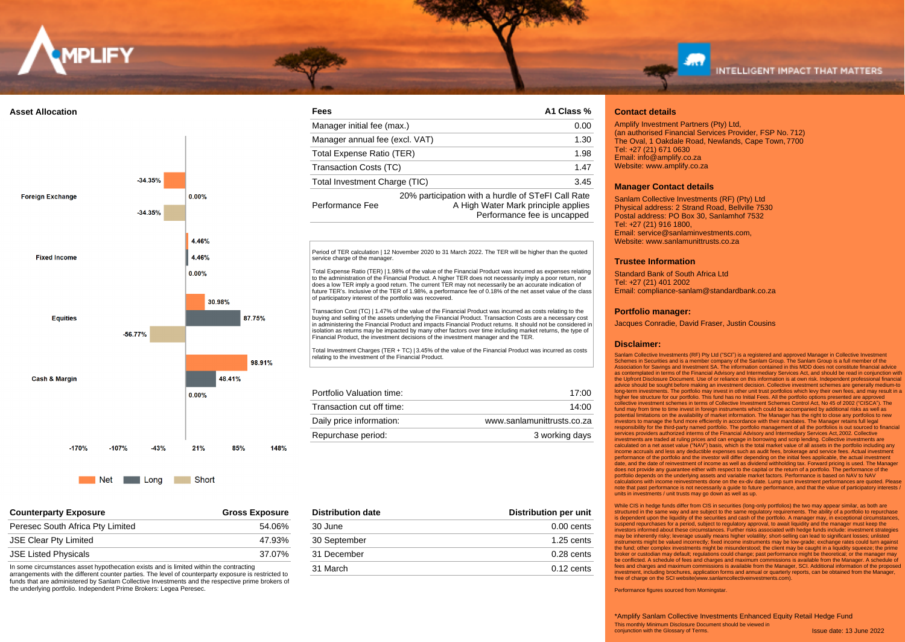AMPLIFY

INTELLIGENT IMPACT THAT MATTERS

## Asset Allocation

Foreign Exchange
-34.35%
0.00%
-34.35%

Fixed Income
4.46%
4.46%
0.00%

Equities
30.98%
87.75%
-56.77%

Cash & Margin
98.91%
48.41%
0.00%

-170% -107% -43% 21% 85% 148%

Net Long Short

| Fees | A1 Class % |
|---|---|
| Manager initial fee (max.) | 0.00 |
| Manager annual fee (excl. VAT) | 1.30 |
| Total Expense Ratio (TER) | 1.98 |
| Transaction Costs (TC) | 1.47 |
| Total Investment Charge (TIC) | 3.45 |
| Performance Fee | 20% participation with a hurdle of STeFI Call Rate<br>A High Water Mark principle applies<br>Performance fee is uncapped |

Period of TER calculation | 12 November 2020 to 31 March 2022. The TER will be higher than the quoted service charge of the manager.

Total Expense Ratio (TER) | 1.98% of the value of the Financial Product was incurred as expenses relating to the administration of the Financial Product. A higher TER does not necessarily imply a poor return, nor does a low TER imply a good return. The current TER may not necessarily be an accurate indication of future TER's. Inclusive of the TER of 1.98%, a performance fee of 0.18% of the net asset value of the class of participatory interest of the portfolio was recovered.

Transaction Cost (TC) | 1.47% of the value of the Financial Product was incurred as costs relating to the buying and selling of the assets underlying the Financial Product. Transaction Costs are a necessary cost in administering the Financial Product and impacts Financial Product returns. It should not be considered in isolation as returns may be impacted by many other factors over time including market returns, the type of Financial Product, the investment decisions of the investment manager and the TER.

Total Investment Charges (TER + TC) | 3.45% of the value of the Financial Product was incurred as costs relating to the investment of the Financial Product.

| | |
|---|---|
| Portfolio Valuation time: | 17:00 |
| Transaction cut off time: | 14:00 |
| Daily price information: | www.sanlamunittrusts.co.za |
| Repurchase period: | 3 working days |

| Counterparty Exposure | Gross Exposure |
|---|---|
| Peresec South Africa Pty Limited | 54.06% |
| JSE Clear Pty Limited | 47.93% |
| JSE Listed Physicals | 37.07% |

In some circumstances asset hypothecation exists and is limited within the contracting arrangements with the different counter parties. The level of counterparty exposure is restricted to funds that are administered by Sanlam Collective Investments and the respective prime brokers of the underlying portfolio. Independent Prime Brokers: Legea Peresec.

| Distribution date | Distribution per unit |
|---|---|
| 30 June | 0.00 cents |
| 30 September | 1.25 cents |
| 31 December | 0.28 cents |
| 31 March | 0.12 cents |

## Contact details

Amplify Investment Partners (Pty) Ltd,
(an authorised Financial Services Provider, FSP No. 712)
The Oval, 1 Oakdale Road, Newlands, Cape Town, 7700
Tel: +27 (21) 671 0630
Email: info@amplify.co.za
Website: www.amplify.co.za

## Manager Contact details

Sanlam Collective Investments (RF) (Pty) Ltd
Physical address: 2 Strand Road, Bellville 7530
Postal address: PO Box 30, Sanlamhof 7532
Tel: +27 (21) 916 1800,
Email: service@sanlaminvestments.com,
Website: www.sanlamunittrusts.co.za

## Trustee Information

Standard Bank of South Africa Ltd
Tel: +27 (21) 401 2002
Email: compliance-sanlam@standardbank.co.za

## Portfolio manager:

Jacques Conradie, David Fraser, Justin Cousins

## Disclaimer:

Sanlam Collective Investments (RF) Pty Ltd ("SCI") is a registered and approved Manager in Collective Investment Schemes in Securities and is a member company of the Sanlam Group. The Sanlam Group is a full member of the Association for Savings and Investment SA. The information contained in this MDD does not constitute financial advice as contemplated in terms of the Financial Advisory and Intermediary Services Act, and should be read in conjunction with the Upfront Disclosure Document. Use of or reliance on this information is at own risk. Independent professional financial advice should be sought before making an investment decision. Collective investment schemes are generally medium-to long-term investments. The portfolio may invest in other unit trust portfolios which levy their own fees, and may result in a higher fee structure for our portfolio. This fund has no Initial Fees. All the portfolio options presented are approved collective investment schemes in terms of Collective Investment Schemes Control Act, No 45 of 2002 ("CISCA"). The fund may from time to time invest in foreign instruments which could be accompanied by additional risks as well as potential limitations on the availability of market information. The Manager has the right to close any portfolios to new investors to manage the fund more efficiently in accordance with their mandates. The Manager retains full legal responsibility for the third-party named portfolio. The portfolio management of all the portfolios is out sourced to financial services providers authorized interms of the Financial Advisory and Intermediary Services Act, 2002. Collective investments are traded at ruling prices and can engage in borrowing and scrip lending. Collective investments are calculated on a net asset value ("NAV") basis, which is the total market value of all assets in the portfolio including any income accruals and less any deductible expenses such as audit fees, brokerage and service fees. Actual investment performance of the portfolio and the investor will differ depending on the initial fees applicable, the actual investment date, and the date of reinvestment of income as well as dividend withholding tax. Forward pricing is used. The Manager does not provide any guarantee either with respect to the capital or the return of a portfolio. The performance of the portfolio depends on the underlying assets and variable market factors. Performance is based on NAV to NAV calculations with income reinvestments done on the ex-div date. Lump sum investment performances are quoted. Please note that past performance is not necessarily a guide to future performance, and that the value of participatory interests / units in investments / unit trusts may go down as well as up.

While CIS in hedge funds differ from CIS in securities (long-only portfolios) the two may appear similar, as both are structured in the same way and are subject to the same regulatory requirements. The ability of a portfolio to repurchase is dependent upon the liquidity of the securities and cash of the portfolio. A manager may, in exceptional circumstances, suspend repurchases for a period, subject to regulatory approval, to await liquidity and the manager must keep the investors informed about these circumstances. Further risks associated with hedge funds include: investment strategies may be inherently risky; leverage usually means higher volatility; short-selling can lead to significant losses; unlisted instruments might be valued incorrectly; fixed income instruments may be low-grade; exchange rates could turn against the fund; other complex investments might be misunderstood; the client may be caught in a liquidity squeeze; the prime broker or custodian may default; regulations could change; past performance might be theoretical; or the manager may be conflicted. A schedule of fees and charges and maximum commissions is available from the Manager. A schedule of fees and charges and maximum commissions is available from the Manager, SCI. Additional information of the proposed investment, including brochures, application forms and annual or quarterly reports, can be obtained from the Manager, free of charge on the SCI website(www.sanlamcollectiveinvestments.com).

Performance figures sourced from Morningstar.

*Amplify Sanlam Collective Investments Enhanced Equity Retail Hedge Fund

This monthly Minimum Disclosure Document should be viewed in conjunction with the Glossary of Terms.

Issue date: 13 June 2022